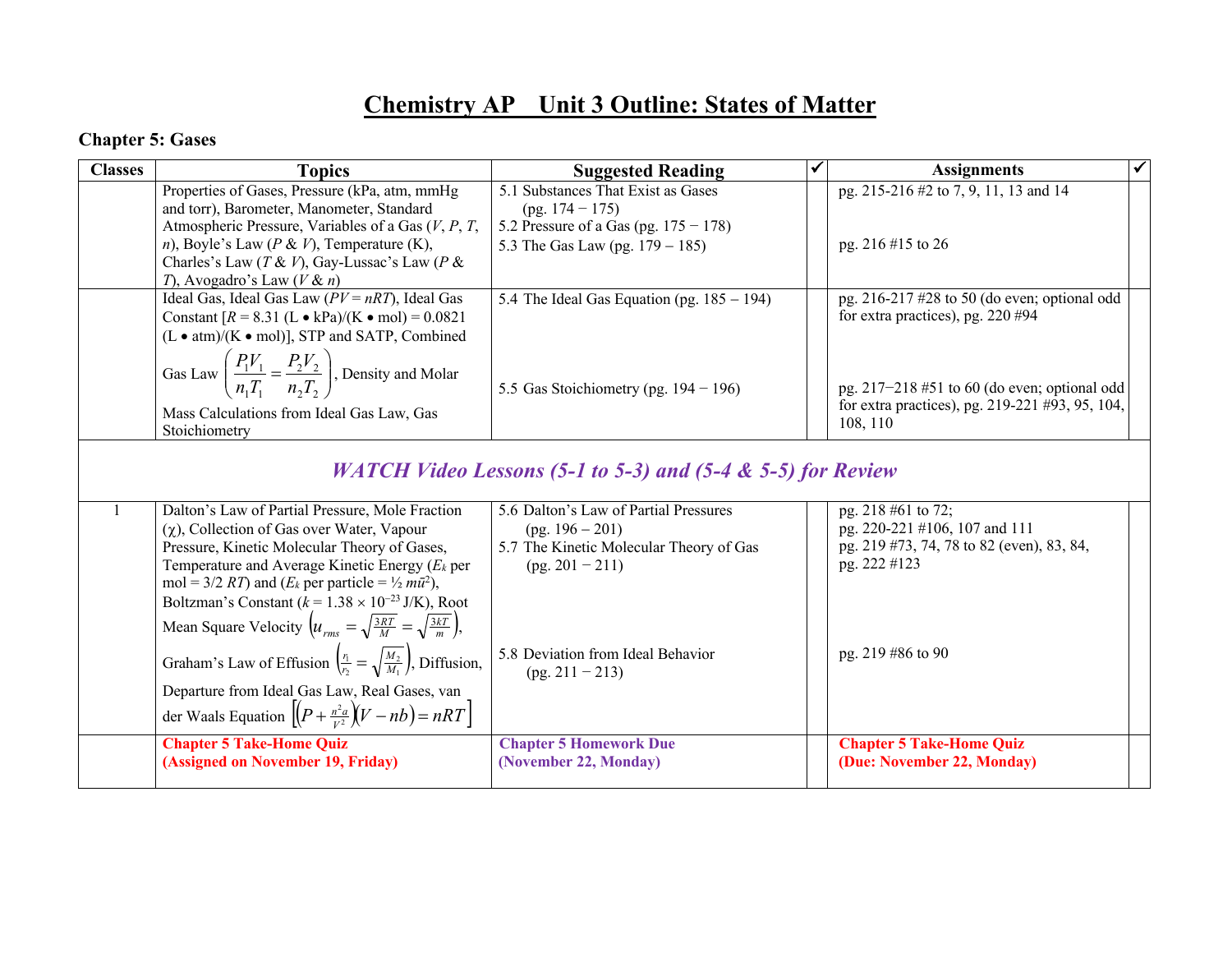# Chemistry AP Unit 3 Outline: States of Matter

## Chapter 5: Gases

| Classes | Topics | Suggested Reading | ✔ | Assignments | ✔ |
|---|---|---|---|---|---|
| | Properties of Gases, Pressure (kPa, atm, mmHg and torr), Barometer, Manometer, Standard Atmospheric Pressure, Variables of a Gas ($V$, $P$, $T$, $n$), Boyle's Law ($P$ & $V$), Temperature (K), Charles's Law ($T$ & $V$), Gay-Lussac's Law ($P$ & $T$), Avogadro's Law ($V$ & $n$) | 5.1 Substances That Exist as Gases (pg. 174 − 175)<br>5.2 Pressure of a Gas (pg. 175 − 178)<br>5.3 The Gas Law (pg. 179 – 185) | | pg. 215-216 #2 to 7, 9, 11, 13 and 14<br><br>pg. 216 #15 to 26 | |
| | Ideal Gas, Ideal Gas Law ($PV = nRT$), Ideal Gas Constant [$R$ = 8.31 (L • kPa)/(K • mol) = 0.0821 (L • atm)/(K • mol)], STP and SATP, Combined Gas Law $\left(\frac{P_1V_1}{n_1T_1} = \frac{P_2V_2}{n_2T_2}\right)$, Density and Molar Mass Calculations from Ideal Gas Law, Gas Stoichiometry | 5.4 The Ideal Gas Equation (pg. 185 – 194)<br><br>5.5 Gas Stoichiometry (pg. 194 − 196) | | pg. 216-217 #28 to 50 (do even; optional odd for extra practices), pg. 220 #94<br><br>pg. 217−218 #51 to 60 (do even; optional odd for extra practices), pg. 219-221 #93, 95, 104, 108, 110 | |
| | ***WATCH Video Lessons (5-1 to 5-3) and (5-4 & 5-5) for Review*** | | | | |
| 1 | Dalton's Law of Partial Pressure, Mole Fraction ($\chi$), Collection of Gas over Water, Vapour Pressure, Kinetic Molecular Theory of Gases, Temperature and Average Kinetic Energy ($E_k$ per mol = 3/2 $RT$) and ($E_k$ per particle = ½ $m\bar{u}^2$), Boltzman's Constant ($k = 1.38 \times 10^{-23}$ J/K), Root Mean Square Velocity $\left(u_{rms} = \sqrt{\frac{3RT}{M}} = \sqrt{\frac{3kT}{m}}\right)$, Graham's Law of Effusion $\left(\frac{r_1}{r_2} = \sqrt{\frac{M_2}{M_1}}\right)$, Diffusion, Departure from Ideal Gas Law, Real Gases, van der Waals Equation $\left[\left(P + \frac{n^2a}{V^2}\right)(V - nb) = nRT\right]$ | 5.6 Dalton's Law of Partial Pressures (pg. 196 – 201)<br>5.7 The Kinetic Molecular Theory of Gas (pg. 201 − 211)<br><br>5.8 Deviation from Ideal Behavior (pg. 211 − 213) | | pg. 218 #61 to 72;<br>pg. 220-221 #106, 107 and 111<br>pg. 219 #73, 74, 78 to 82 (even), 83, 84,<br>pg. 222 #123<br><br>pg. 219 #86 to 90 | |
| | **Chapter 5 Take-Home Quiz (Assigned on November 19, Friday)** | **Chapter 5 Homework Due (November 22, Monday)** | | **Chapter 5 Take-Home Quiz (Due: November 22, Monday)** | |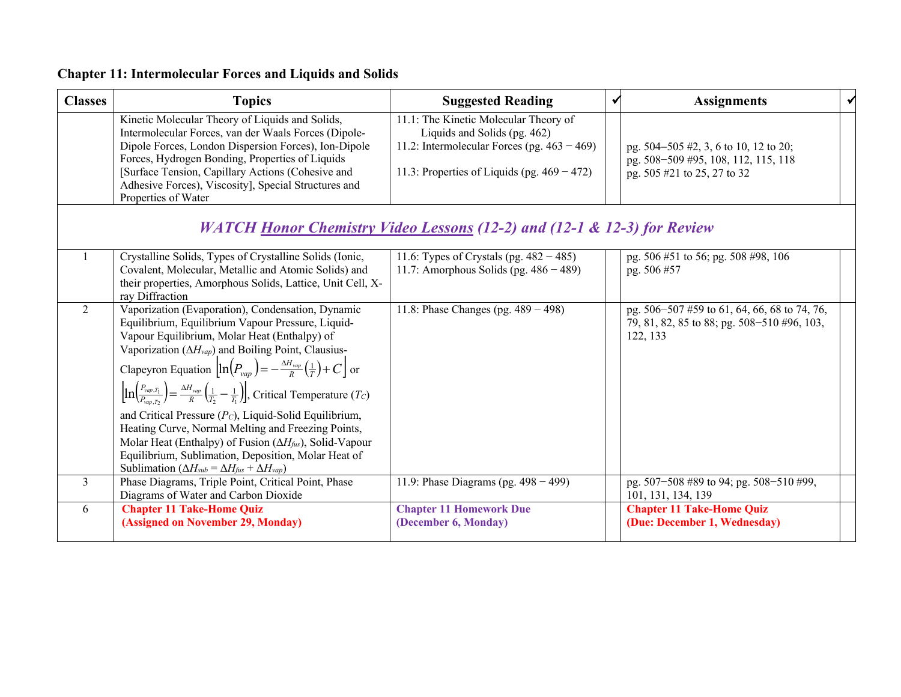## Chapter 11: Intermolecular Forces and Liquids and Solids

| Classes | Topics | Suggested Reading | ✓ | Assignments | ✓ |
|---|---|---|---|---|---|
| | Kinetic Molecular Theory of Liquids and Solids, Intermolecular Forces, van der Waals Forces (Dipole-Dipole Forces, London Dispersion Forces), Ion-Dipole Forces, Hydrogen Bonding, Properties of Liquids [Surface Tension, Capillary Actions (Cohesive and Adhesive Forces), Viscosity], Special Structures and Properties of Water | 11.1: The Kinetic Molecular Theory of Liquids and Solids (pg. 462)<br>11.2: Intermolecular Forces (pg. 463 − 469)<br>11.3: Properties of Liquids (pg. 469 − 472) | | pg. 504−505 #2, 3, 6 to 10, 12 to 20;<br>pg. 508−509 #95, 108, 112, 115, 118<br>pg. 505 #21 to 25, 27 to 32 | |
| ***WATCH Honor Chemistry Video Lessons (12-2) and (12-1 & 12-3) for Review*** | | | | | |
| 1 | Crystalline Solids, Types of Crystalline Solids (Ionic, Covalent, Molecular, Metallic and Atomic Solids) and their properties, Amorphous Solids, Lattice, Unit Cell, X-ray Diffraction | 11.6: Types of Crystals (pg. 482 − 485)<br>11.7: Amorphous Solids (pg. 486 − 489) | | pg. 506 #51 to 56; pg. 508 #98, 106<br>pg. 506 #57 | |
| 2 | Vaporization (Evaporation), Condensation, Dynamic Equilibrium, Equilibrium Vapour Pressure, Liquid-Vapour Equilibrium, Molar Heat (Enthalpy) of Vaporization ($\Delta H_{vap}$) and Boiling Point, Clausius-Clapeyron Equation $\left[\ln\left(P_{vap}\right) = -\frac{\Delta H_{vap}}{R}\left(\frac{1}{T}\right) + C\right]$ or $\left[\ln\left(\frac{P_{vap,T_1}}{P_{vap,T_2}}\right) = \frac{\Delta H_{vap}}{R}\left(\frac{1}{T_2} - \frac{1}{T_1}\right)\right]$, Critical Temperature ($T_C$) and Critical Pressure ($P_C$), Liquid-Solid Equilibrium, Heating Curve, Normal Melting and Freezing Points, Molar Heat (Enthalpy) of Fusion ($\Delta H_{fus}$), Solid-Vapour Equilibrium, Sublimation, Deposition, Molar Heat of Sublimation ($\Delta H_{sub} = \Delta H_{fus} + \Delta H_{vap}$) | 11.8: Phase Changes (pg. 489 − 498) | | pg. 506−507 #59 to 61, 64, 66, 68 to 74, 76, 79, 81, 82, 85 to 88; pg. 508−510 #96, 103, 122, 133 | |
| 3 | Phase Diagrams, Triple Point, Critical Point, Phase Diagrams of Water and Carbon Dioxide | 11.9: Phase Diagrams (pg. 498 − 499) | | pg. 507−508 #89 to 94; pg. 508−510 #99, 101, 131, 134, 139 | |
| 6 | **Chapter 11 Take-Home Quiz (Assigned on November 29, Monday)** | **Chapter 11 Homework Due (December 6, Monday)** | | **Chapter 11 Take-Home Quiz (Due: December 1, Wednesday)** | |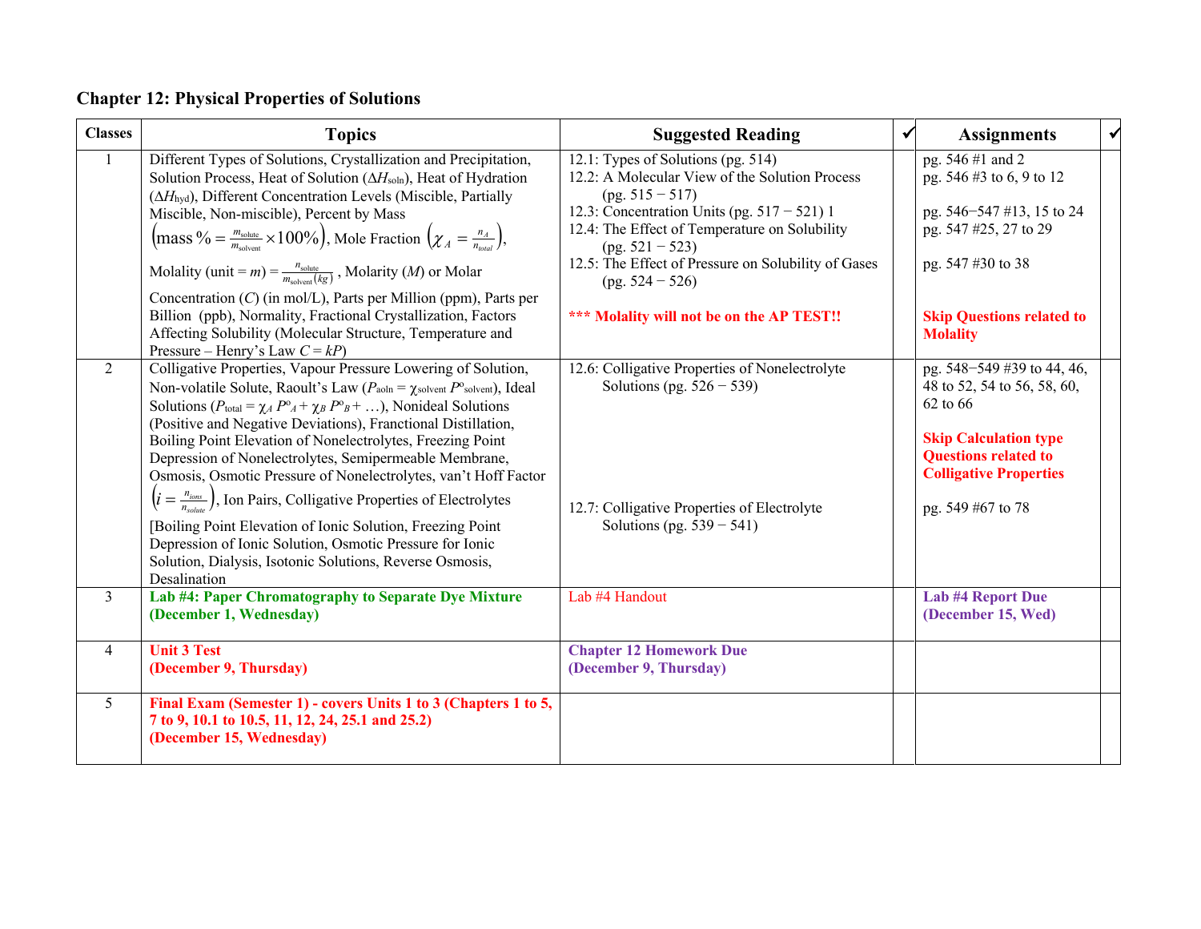**Chapter 12: Physical Properties of Solutions**

| Classes | Topics | Suggested Reading | ✓ | Assignments | ✓ |
|---|---|---|---|---|---|
| 1 | Different Types of Solutions, Crystallization and Precipitation, Solution Process, Heat of Solution ($\Delta H_{soln}$), Heat of Hydration ($\Delta H_{hyd}$), Different Concentration Levels (Miscible, Partially Miscible, Non-miscible), Percent by Mass $\left(\text{mass}\,\% = \frac{m_{\text{solute}}}{m_{\text{solvent}}} \times 100\%\right)$, Mole Fraction $\left(\chi_A = \frac{n_A}{n_{total}}\right)$, Molality (unit = $m$) = $\frac{n_{\text{solute}}}{m_{\text{solvent}}(kg)}$ , Molarity ($M$) or Molar Concentration ($C$) (in mol/L), Parts per Million (ppm), Parts per Billion (ppb), Normality, Fractional Crystallization, Factors Affecting Solubility (Molecular Structure, Temperature and Pressure – Henry's Law $C = kP$) | 12.1: Types of Solutions (pg. 514)<br>12.2: A Molecular View of the Solution Process (pg. 515 − 517)<br>12.3: Concentration Units (pg. 517 − 521) 1<br>12.4: The Effect of Temperature on Solubility (pg. 521 − 523)<br>12.5: The Effect of Pressure on Solubility of Gases (pg. 524 − 526)<br><br>**\*\*\* Molality will not be on the AP TEST!!** | | pg. 546 #1 and 2<br>pg. 546 #3 to 6, 9 to 12<br><br>pg. 546−547 #13, 15 to 24<br>pg. 547 #25, 27 to 29<br><br>pg. 547 #30 to 38<br><br>**Skip Questions related to Molality** | |
| 2 | Colligative Properties, Vapour Pressure Lowering of Solution, Non-volatile Solute, Raoult's Law ($P_{\text{aoln}} = \chi_{\text{solvent}}\, P^{o}_{\text{solvent}}$), Ideal Solutions ($P_{\text{total}} = \chi_A\, P^{o}_A + \chi_B\, P^{o}_B + \ldots$), Nonideal Solutions (Positive and Negative Deviations), Franctional Distillation, Boiling Point Elevation of Nonelectrolytes, Freezing Point Depression of Nonelectrolytes, Semipermeable Membrane, Osmosis, Osmotic Pressure of Nonelectrolytes, van't Hoff Factor $\left(i = \frac{n_{ions}}{n_{solute}}\right)$, Ion Pairs, Colligative Properties of Electrolytes [Boiling Point Elevation of Ionic Solution, Freezing Point Depression of Ionic Solution, Osmotic Pressure for Ionic Solution, Dialysis, Isotonic Solutions, Reverse Osmosis, Desalination | 12.6: Colligative Properties of Nonelectrolyte Solutions (pg. 526 − 539)<br><br>12.7: Colligative Properties of Electrolyte Solutions (pg. 539 − 541) | | pg. 548−549 #39 to 44, 46, 48 to 52, 54 to 56, 58, 60, 62 to 66<br><br>**Skip Calculation type Questions related to Colligative Properties**<br><br>pg. 549 #67 to 78 | |
| 3 | **Lab #4: Paper Chromatography to Separate Dye Mixture (December 1, Wednesday)** | Lab #4 Handout | | **Lab #4 Report Due (December 15, Wed)** | |
| 4 | **Unit 3 Test (December 9, Thursday)** | **Chapter 12 Homework Due (December 9, Thursday)** | | | |
| 5 | **Final Exam (Semester 1) - covers Units 1 to 3 (Chapters 1 to 5, 7 to 9, 10.1 to 10.5, 11, 12, 24, 25.1 and 25.2) (December 15, Wednesday)** | | | | |